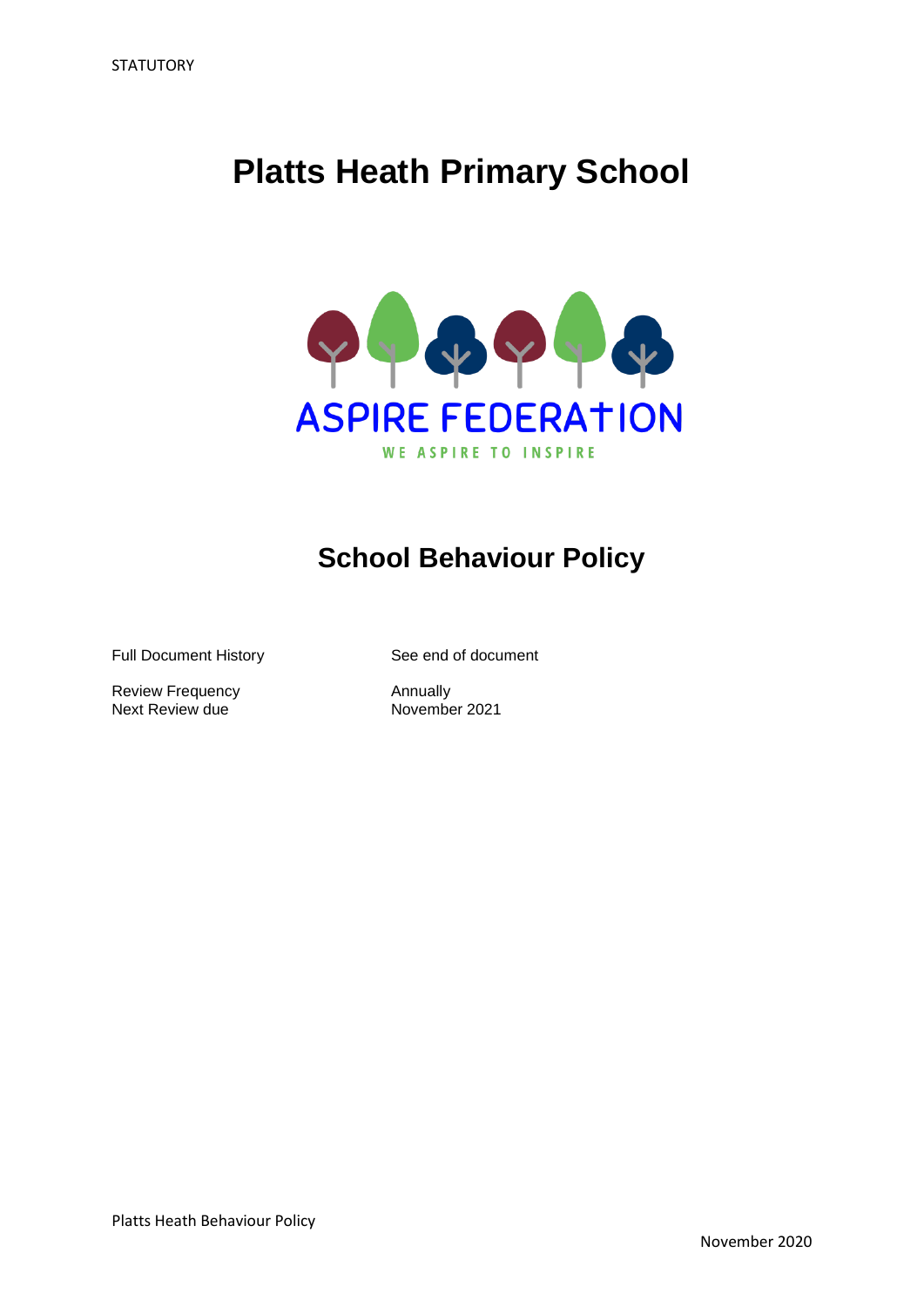STATUTORY

# Platts Heath Primary School

ASPIRE FEDERATION

WE ASPIRE TO INSPIRE

## School Behaviour Policy

| | |
|---|---|
| Full Document History | See end of document |
| Review Frequency | Annually |
| Next Review due | November 2021 |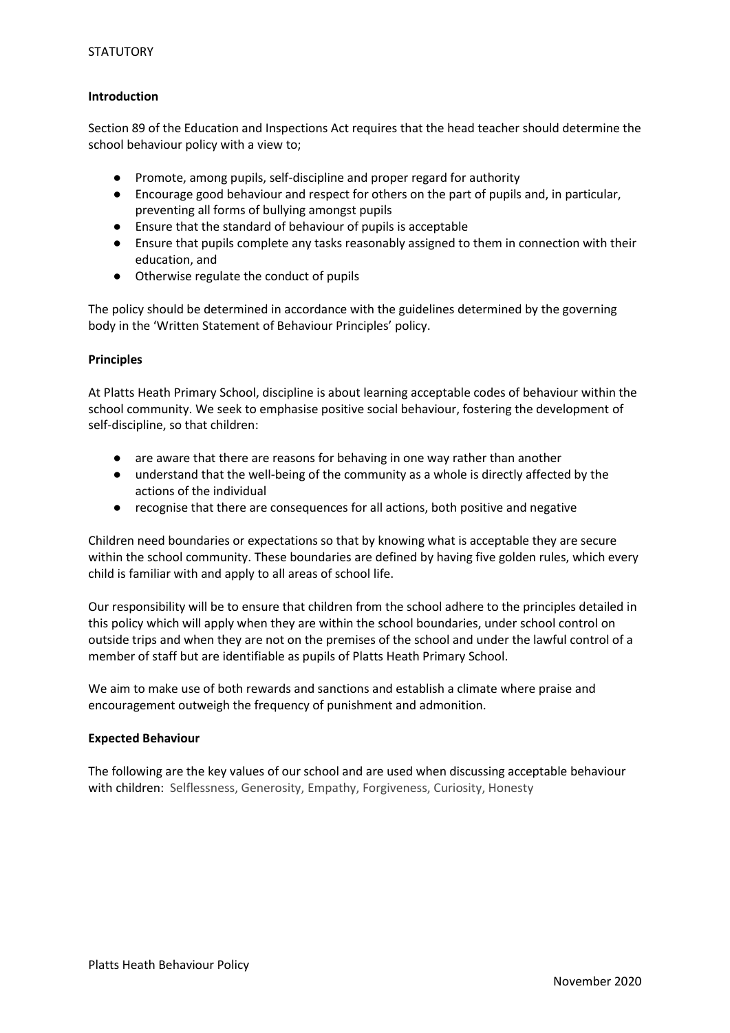STATUTORY

**Introduction**

Section 89 of the Education and Inspections Act requires that the head teacher should determine the school behaviour policy with a view to;

- Promote, among pupils, self-discipline and proper regard for authority
- Encourage good behaviour and respect for others on the part of pupils and, in particular, preventing all forms of bullying amongst pupils
- Ensure that the standard of behaviour of pupils is acceptable
- Ensure that pupils complete any tasks reasonably assigned to them in connection with their education, and
- Otherwise regulate the conduct of pupils

The policy should be determined in accordance with the guidelines determined by the governing body in the 'Written Statement of Behaviour Principles' policy.

**Principles**

At Platts Heath Primary School, discipline is about learning acceptable codes of behaviour within the school community. We seek to emphasise positive social behaviour, fostering the development of self-discipline, so that children:

- are aware that there are reasons for behaving in one way rather than another
- understand that the well-being of the community as a whole is directly affected by the actions of the individual
- recognise that there are consequences for all actions, both positive and negative

Children need boundaries or expectations so that by knowing what is acceptable they are secure within the school community. These boundaries are defined by having five golden rules, which every child is familiar with and apply to all areas of school life.

Our responsibility will be to ensure that children from the school adhere to the principles detailed in this policy which will apply when they are within the school boundaries, under school control on outside trips and when they are not on the premises of the school and under the lawful control of a member of staff but are identifiable as pupils of Platts Heath Primary School.

We aim to make use of both rewards and sanctions and establish a climate where praise and encouragement outweigh the frequency of punishment and admonition.

**Expected Behaviour**

The following are the key values of our school and are used when discussing acceptable behaviour with children: Selflessness, Generosity, Empathy, Forgiveness, Curiosity, Honesty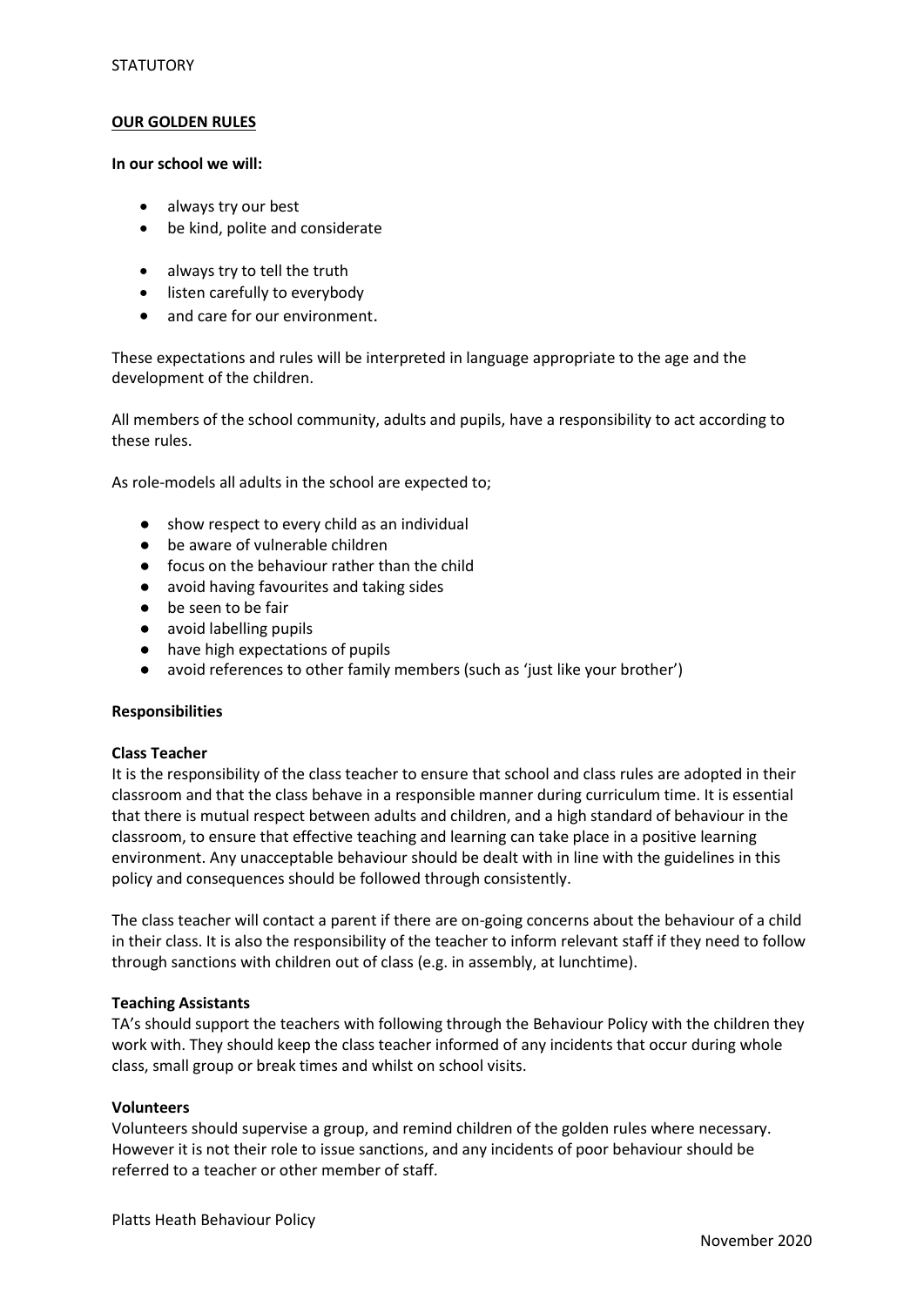STATUTORY

**OUR GOLDEN RULES**

**In our school we will:**

- always try our best
- be kind, polite and considerate
- always try to tell the truth
- listen carefully to everybody
- and care for our environment.

These expectations and rules will be interpreted in language appropriate to the age and the development of the children.

All members of the school community, adults and pupils, have a responsibility to act according to these rules.

As role-models all adults in the school are expected to;

- show respect to every child as an individual
- be aware of vulnerable children
- focus on the behaviour rather than the child
- avoid having favourites and taking sides
- be seen to be fair
- avoid labelling pupils
- have high expectations of pupils
- avoid references to other family members (such as 'just like your brother')

**Responsibilities**

**Class Teacher**

It is the responsibility of the class teacher to ensure that school and class rules are adopted in their classroom and that the class behave in a responsible manner during curriculum time. It is essential that there is mutual respect between adults and children, and a high standard of behaviour in the classroom, to ensure that effective teaching and learning can take place in a positive learning environment. Any unacceptable behaviour should be dealt with in line with the guidelines in this policy and consequences should be followed through consistently.

The class teacher will contact a parent if there are on-going concerns about the behaviour of a child in their class. It is also the responsibility of the teacher to inform relevant staff if they need to follow through sanctions with children out of class (e.g. in assembly, at lunchtime).

**Teaching Assistants**

TA's should support the teachers with following through the Behaviour Policy with the children they work with. They should keep the class teacher informed of any incidents that occur during whole class, small group or break times and whilst on school visits.

**Volunteers**

Volunteers should supervise a group, and remind children of the golden rules where necessary. However it is not their role to issue sanctions, and any incidents of poor behaviour should be referred to a teacher or other member of staff.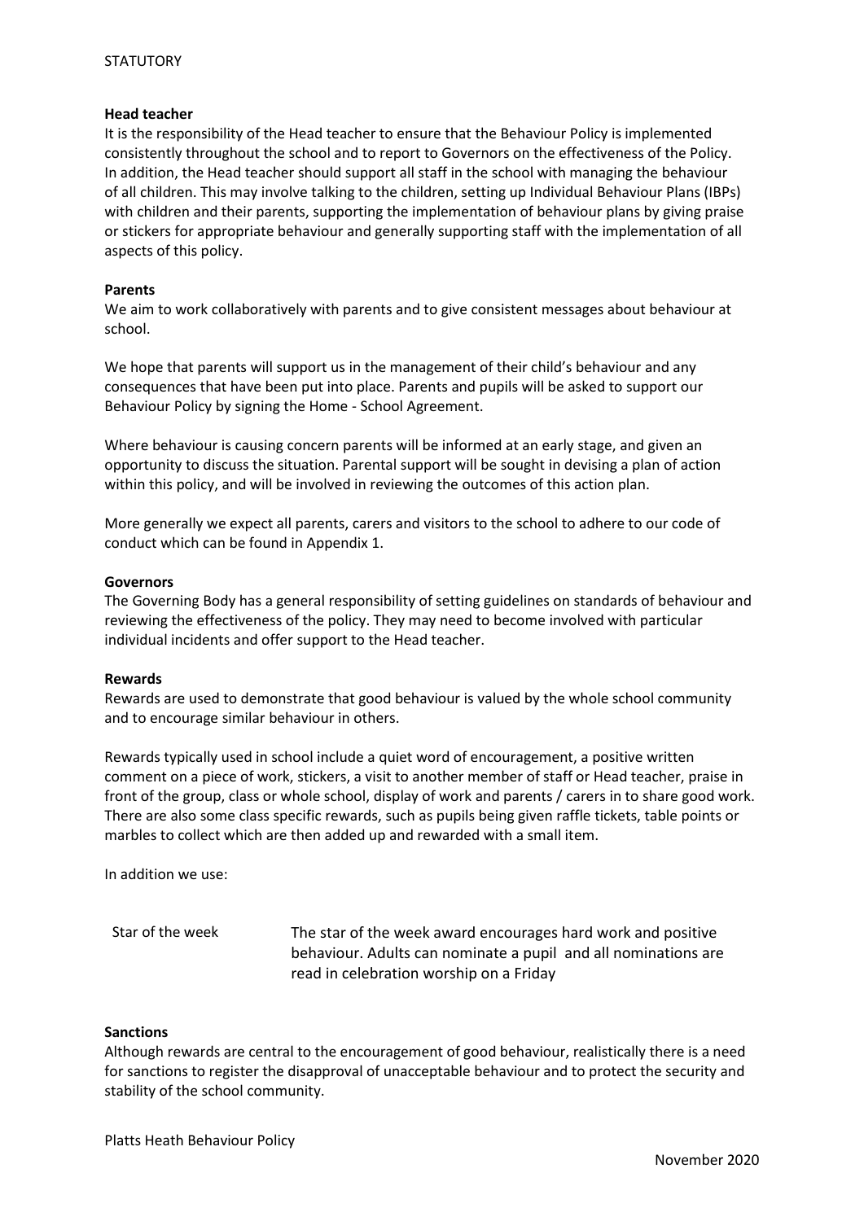**Head teacher**

It is the responsibility of the Head teacher to ensure that the Behaviour Policy is implemented consistently throughout the school and to report to Governors on the effectiveness of the Policy. In addition, the Head teacher should support all staff in the school with managing the behaviour of all children. This may involve talking to the children, setting up Individual Behaviour Plans (IBPs) with children and their parents, supporting the implementation of behaviour plans by giving praise or stickers for appropriate behaviour and generally supporting staff with the implementation of all aspects of this policy.

**Parents**

We aim to work collaboratively with parents and to give consistent messages about behaviour at school.

We hope that parents will support us in the management of their child's behaviour and any consequences that have been put into place. Parents and pupils will be asked to support our Behaviour Policy by signing the Home - School Agreement.

Where behaviour is causing concern parents will be informed at an early stage, and given an opportunity to discuss the situation. Parental support will be sought in devising a plan of action within this policy, and will be involved in reviewing the outcomes of this action plan.

More generally we expect all parents, carers and visitors to the school to adhere to our code of conduct which can be found in Appendix 1.

**Governors**

The Governing Body has a general responsibility of setting guidelines on standards of behaviour and reviewing the effectiveness of the policy. They may need to become involved with particular individual incidents and offer support to the Head teacher.

**Rewards**

Rewards are used to demonstrate that good behaviour is valued by the whole school community and to encourage similar behaviour in others.

Rewards typically used in school include a quiet word of encouragement, a positive written comment on a piece of work, stickers, a visit to another member of staff or Head teacher, praise in front of the group, class or whole school, display of work and parents / carers in to share good work. There are also some class specific rewards, such as pupils being given raffle tickets, table points or marbles to collect which are then added up and rewarded with a small item.

In addition we use:

| | |
|---|---|
| Star of the week | The star of the week award encourages hard work and positive behaviour. Adults can nominate a pupil and all nominations are read in celebration worship on a Friday |

**Sanctions**

Although rewards are central to the encouragement of good behaviour, realistically there is a need for sanctions to register the disapproval of unacceptable behaviour and to protect the security and stability of the school community.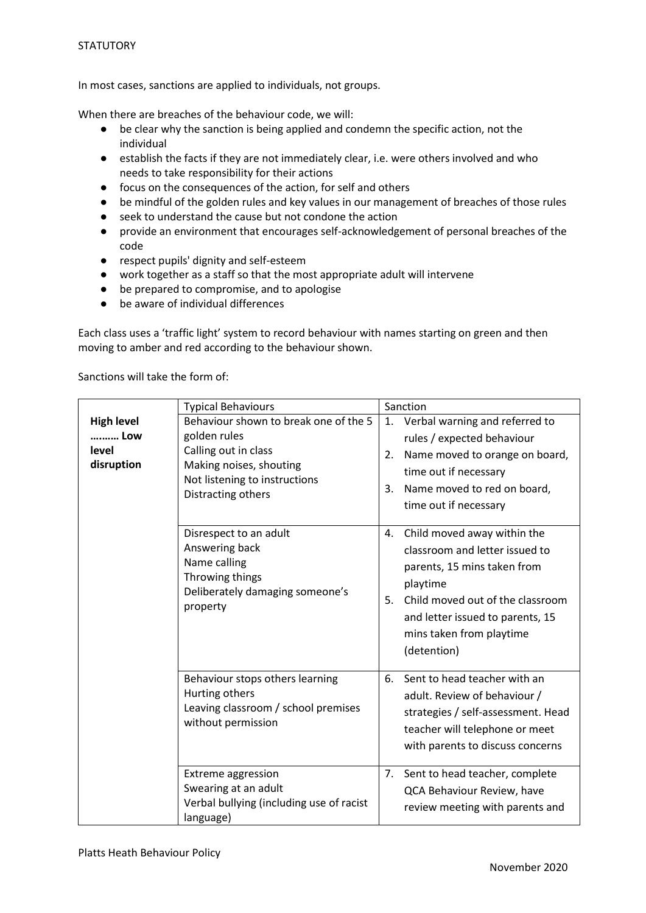In most cases, sanctions are applied to individuals, not groups.

When there are breaches of the behaviour code, we will:

- be clear why the sanction is being applied and condemn the specific action, not the individual
- establish the facts if they are not immediately clear, i.e. were others involved and who needs to take responsibility for their actions
- focus on the consequences of the action, for self and others
- be mindful of the golden rules and key values in our management of breaches of those rules
- seek to understand the cause but not condone the action
- provide an environment that encourages self-acknowledgement of personal breaches of the code
- respect pupils' dignity and self-esteem
- work together as a staff so that the most appropriate adult will intervene
- be prepared to compromise, and to apologise
- be aware of individual differences

Each class uses a 'traffic light' system to record behaviour with names starting on green and then moving to amber and red according to the behaviour shown.

Sanctions will take the form of:

| | Typical Behaviours | Sanction |
|---|---|---|
| **High level ……… Low level disruption** | Behaviour shown to break one of the 5 golden rules<br>Calling out in class<br>Making noises, shouting<br>Not listening to instructions<br>Distracting others | 1. Verbal warning and referred to rules / expected behaviour<br>2. Name moved to orange on board, time out if necessary<br>3. Name moved to red on board, time out if necessary |
| | Disrespect to an adult<br>Answering back<br>Name calling<br>Throwing things<br>Deliberately damaging someone's property | 4. Child moved away within the classroom and letter issued to parents, 15 mins taken from playtime<br>5. Child moved out of the classroom and letter issued to parents, 15 mins taken from playtime (detention) |
| | Behaviour stops others learning<br>Hurting others<br>Leaving classroom / school premises without permission | 6. Sent to head teacher with an adult. Review of behaviour / strategies / self-assessment. Head teacher will telephone or meet with parents to discuss concerns |
| | Extreme aggression<br>Swearing at an adult<br>Verbal bullying (including use of racist language) | 7. Sent to head teacher, complete QCA Behaviour Review, have review meeting with parents and |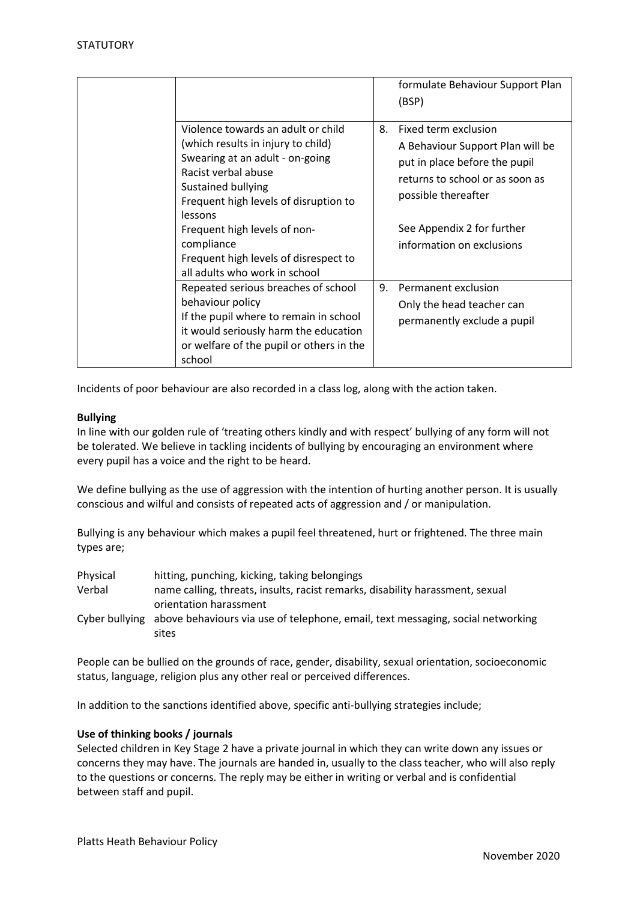| | | | |
|---|---|---|---|
| | | | formulate Behaviour Support Plan (BSP) |
| | Violence towards an adult or child (which results in injury to child)<br>Swearing at an adult - on-going<br>Racist verbal abuse<br>Sustained bullying<br>Frequent high levels of disruption to lessons<br>Frequent high levels of non-compliance<br>Frequent high levels of disrespect to all adults who work in school | 8. | Fixed term exclusion<br>A Behaviour Support Plan will be put in place before the pupil returns to school or as soon as possible thereafter<br><br>See Appendix 2 for further information on exclusions |
| | Repeated serious breaches of school behaviour policy<br>If the pupil where to remain in school it would seriously harm the education or welfare of the pupil or others in the school | 9. | Permanent exclusion<br>Only the head teacher can permanently exclude a pupil |

Incidents of poor behaviour are also recorded in a class log, along with the action taken.

**Bullying**

In line with our golden rule of 'treating others kindly and with respect' bullying of any form will not be tolerated. We believe in tackling incidents of bullying by encouraging an environment where every pupil has a voice and the right to be heard.

We define bullying as the use of aggression with the intention of hurting another person. It is usually conscious and wilful and consists of repeated acts of aggression and / or manipulation.

Bullying is any behaviour which makes a pupil feel threatened, hurt or frightened. The three main types are;

| | |
|---|---|
| Physical | hitting, punching, kicking, taking belongings |
| Verbal | name calling, threats, insults, racist remarks, disability harassment, sexual orientation harassment |
| Cyber bullying | above behaviours via use of telephone, email, text messaging, social networking sites |

People can be bullied on the grounds of race, gender, disability, sexual orientation, socioeconomic status, language, religion plus any other real or perceived differences.

In addition to the sanctions identified above, specific anti-bullying strategies include;

**Use of thinking books / journals**

Selected children in Key Stage 2 have a private journal in which they can write down any issues or concerns they may have. The journals are handed in, usually to the class teacher, who will also reply to the questions or concerns. The reply may be either in writing or verbal and is confidential between staff and pupil.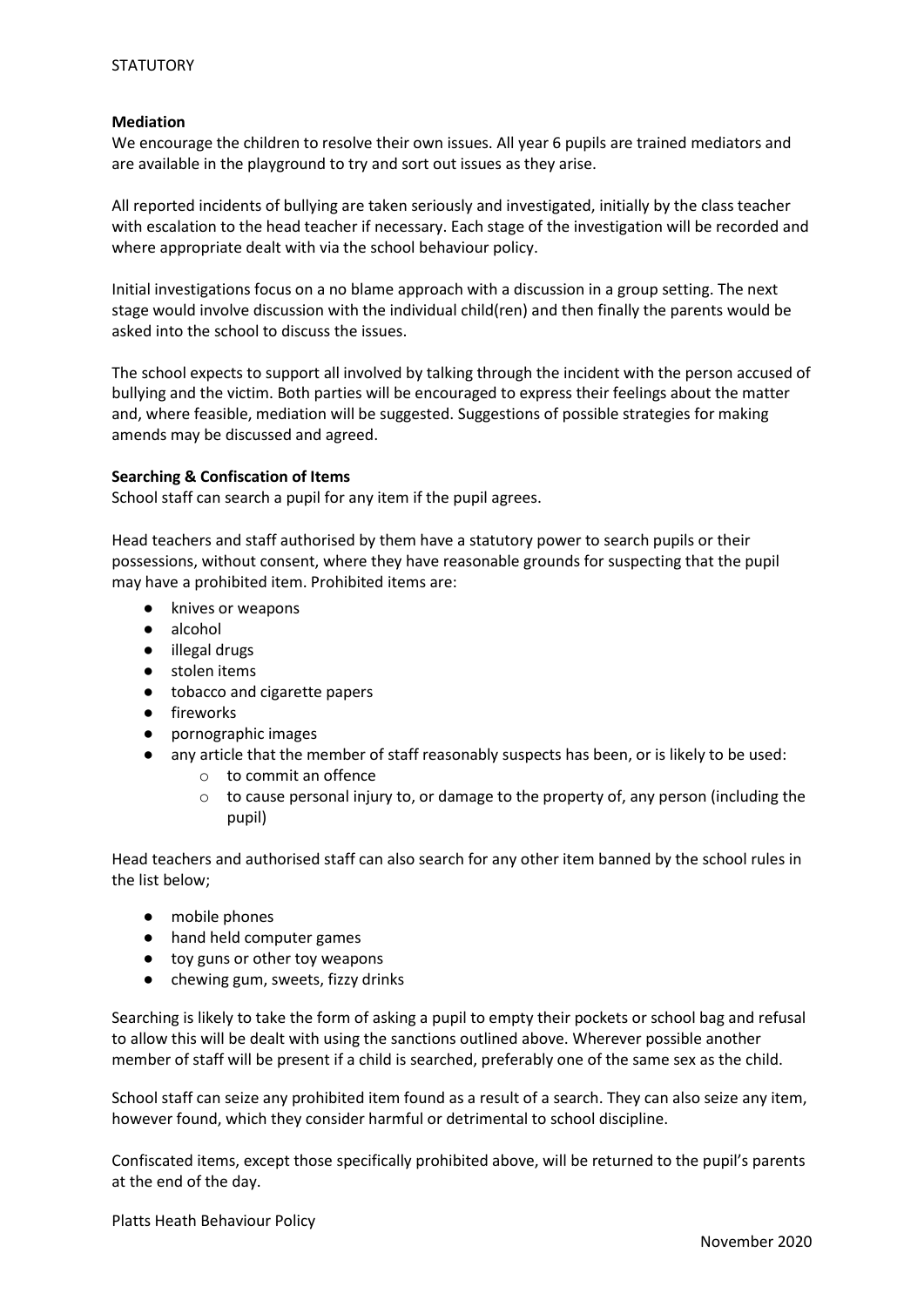**Mediation**

We encourage the children to resolve their own issues. All year 6 pupils are trained mediators and are available in the playground to try and sort out issues as they arise.

All reported incidents of bullying are taken seriously and investigated, initially by the class teacher with escalation to the head teacher if necessary. Each stage of the investigation will be recorded and where appropriate dealt with via the school behaviour policy.

Initial investigations focus on a no blame approach with a discussion in a group setting. The next stage would involve discussion with the individual child(ren) and then finally the parents would be asked into the school to discuss the issues.

The school expects to support all involved by talking through the incident with the person accused of bullying and the victim. Both parties will be encouraged to express their feelings about the matter and, where feasible, mediation will be suggested. Suggestions of possible strategies for making amends may be discussed and agreed.

**Searching & Confiscation of Items**

School staff can search a pupil for any item if the pupil agrees.

Head teachers and staff authorised by them have a statutory power to search pupils or their possessions, without consent, where they have reasonable grounds for suspecting that the pupil may have a prohibited item. Prohibited items are:

- knives or weapons
- alcohol
- illegal drugs
- stolen items
- tobacco and cigarette papers
- fireworks
- pornographic images
- any article that the member of staff reasonably suspects has been, or is likely to be used:
    - to commit an offence
    - to cause personal injury to, or damage to the property of, any person (including the pupil)

Head teachers and authorised staff can also search for any other item banned by the school rules in the list below;

- mobile phones
- hand held computer games
- toy guns or other toy weapons
- chewing gum, sweets, fizzy drinks

Searching is likely to take the form of asking a pupil to empty their pockets or school bag and refusal to allow this will be dealt with using the sanctions outlined above. Wherever possible another member of staff will be present if a child is searched, preferably one of the same sex as the child.

School staff can seize any prohibited item found as a result of a search. They can also seize any item, however found, which they consider harmful or detrimental to school discipline.

Confiscated items, except those specifically prohibited above, will be returned to the pupil's parents at the end of the day.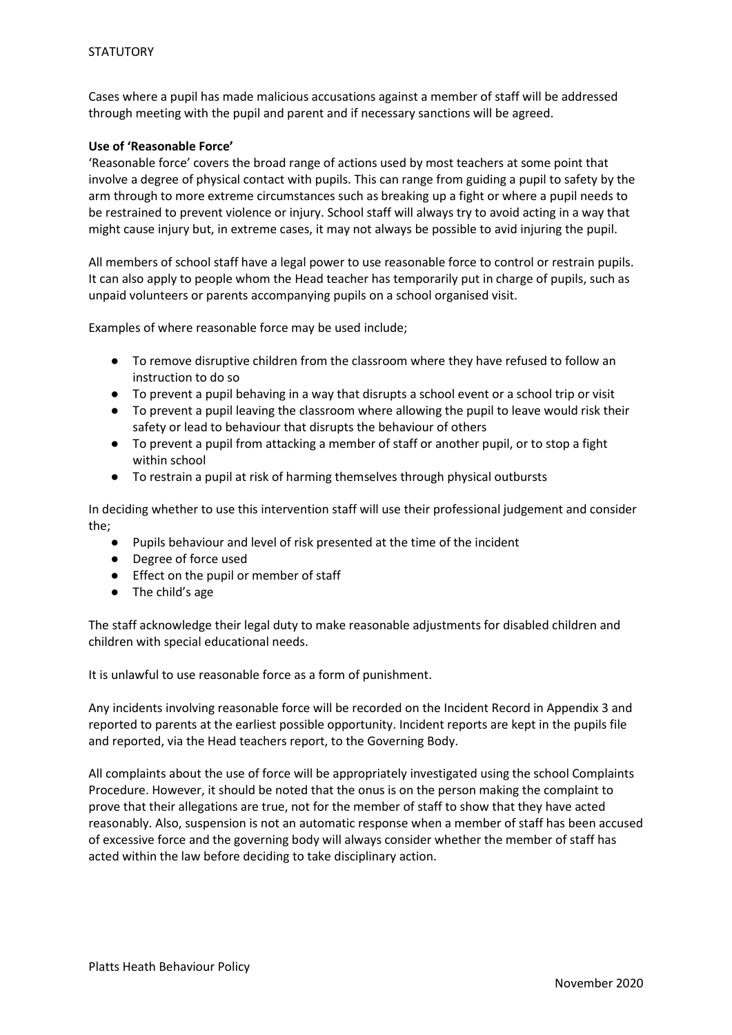Cases where a pupil has made malicious accusations against a member of staff will be addressed through meeting with the pupil and parent and if necessary sanctions will be agreed.

**Use of 'Reasonable Force'**

'Reasonable force' covers the broad range of actions used by most teachers at some point that involve a degree of physical contact with pupils. This can range from guiding a pupil to safety by the arm through to more extreme circumstances such as breaking up a fight or where a pupil needs to be restrained to prevent violence or injury. School staff will always try to avoid acting in a way that might cause injury but, in extreme cases, it may not always be possible to avid injuring the pupil.

All members of school staff have a legal power to use reasonable force to control or restrain pupils. It can also apply to people whom the Head teacher has temporarily put in charge of pupils, such as unpaid volunteers or parents accompanying pupils on a school organised visit.

Examples of where reasonable force may be used include;

- To remove disruptive children from the classroom where they have refused to follow an instruction to do so
- To prevent a pupil behaving in a way that disrupts a school event or a school trip or visit
- To prevent a pupil leaving the classroom where allowing the pupil to leave would risk their safety or lead to behaviour that disrupts the behaviour of others
- To prevent a pupil from attacking a member of staff or another pupil, or to stop a fight within school
- To restrain a pupil at risk of harming themselves through physical outbursts

In deciding whether to use this intervention staff will use their professional judgement and consider the;

- Pupils behaviour and level of risk presented at the time of the incident
- Degree of force used
- Effect on the pupil or member of staff
- The child's age

The staff acknowledge their legal duty to make reasonable adjustments for disabled children and children with special educational needs.

It is unlawful to use reasonable force as a form of punishment.

Any incidents involving reasonable force will be recorded on the Incident Record in Appendix 3 and reported to parents at the earliest possible opportunity. Incident reports are kept in the pupils file and reported, via the Head teachers report, to the Governing Body.

All complaints about the use of force will be appropriately investigated using the school Complaints Procedure. However, it should be noted that the onus is on the person making the complaint to prove that their allegations are true, not for the member of staff to show that they have acted reasonably. Also, suspension is not an automatic response when a member of staff has been accused of excessive force and the governing body will always consider whether the member of staff has acted within the law before deciding to take disciplinary action.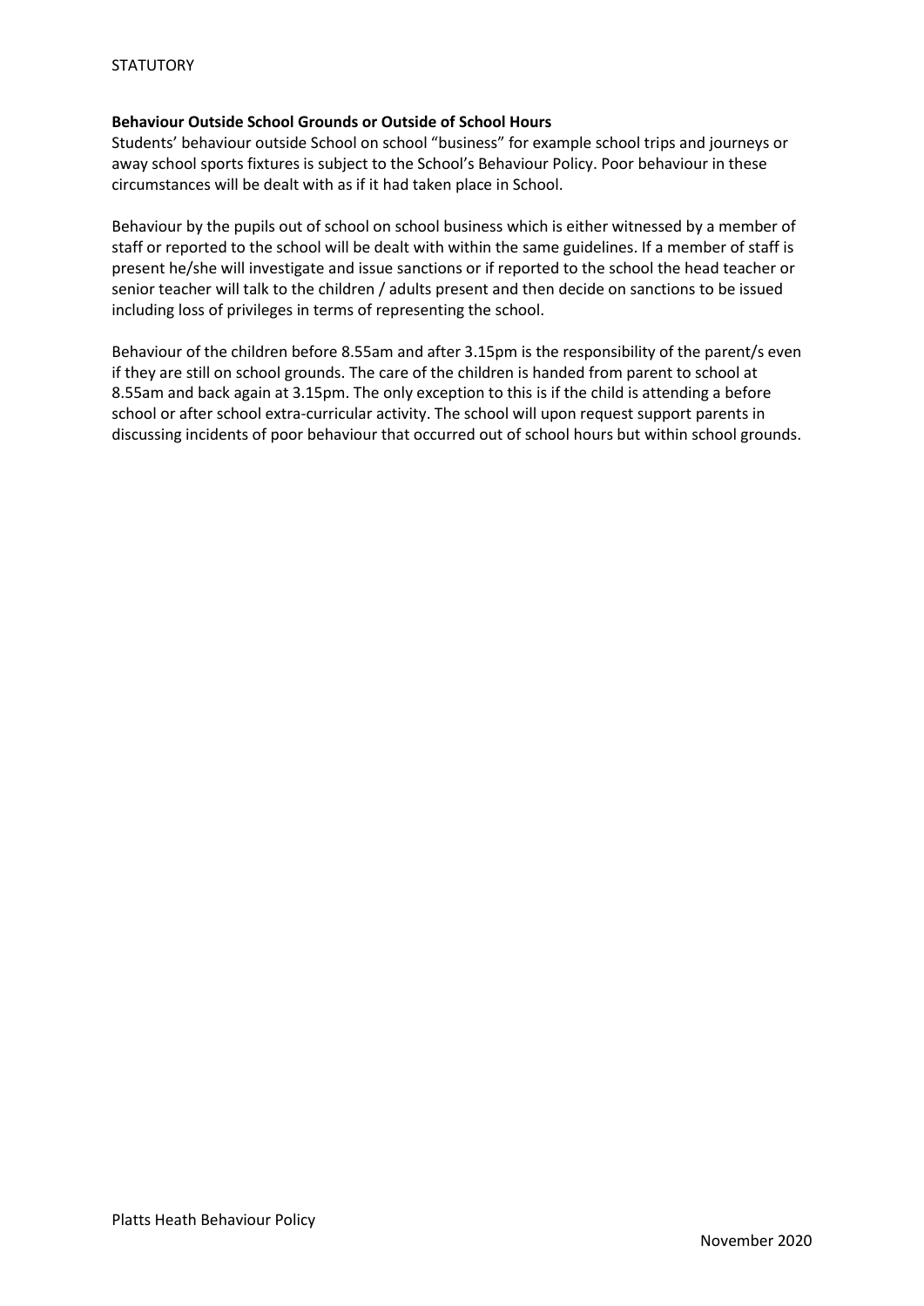**Behaviour Outside School Grounds or Outside of School Hours**

Students' behaviour outside School on school "business" for example school trips and journeys or away school sports fixtures is subject to the School's Behaviour Policy. Poor behaviour in these circumstances will be dealt with as if it had taken place in School.

Behaviour by the pupils out of school on school business which is either witnessed by a member of staff or reported to the school will be dealt with within the same guidelines. If a member of staff is present he/she will investigate and issue sanctions or if reported to the school the head teacher or senior teacher will talk to the children / adults present and then decide on sanctions to be issued including loss of privileges in terms of representing the school.

Behaviour of the children before 8.55am and after 3.15pm is the responsibility of the parent/s even if they are still on school grounds. The care of the children is handed from parent to school at 8.55am and back again at 3.15pm. The only exception to this is if the child is attending a before school or after school extra-curricular activity. The school will upon request support parents in discussing incidents of poor behaviour that occurred out of school hours but within school grounds.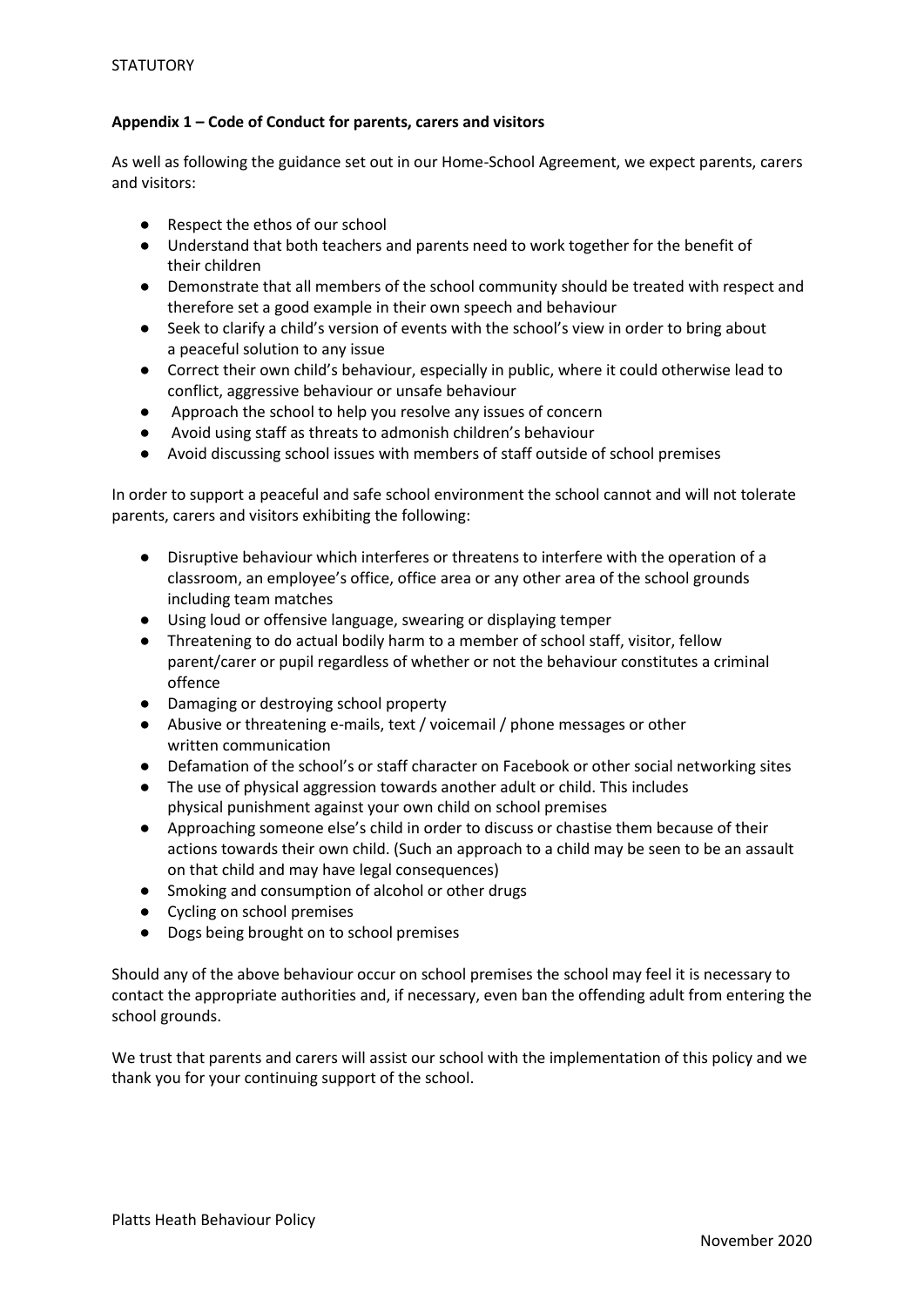**Appendix 1 – Code of Conduct for parents, carers and visitors**

As well as following the guidance set out in our Home-School Agreement, we expect parents, carers and visitors:

- Respect the ethos of our school
- Understand that both teachers and parents need to work together for the benefit of their children
- Demonstrate that all members of the school community should be treated with respect and therefore set a good example in their own speech and behaviour
- Seek to clarify a child's version of events with the school's view in order to bring about a peaceful solution to any issue
- Correct their own child's behaviour, especially in public, where it could otherwise lead to conflict, aggressive behaviour or unsafe behaviour
- Approach the school to help you resolve any issues of concern
- Avoid using staff as threats to admonish children's behaviour
- Avoid discussing school issues with members of staff outside of school premises

In order to support a peaceful and safe school environment the school cannot and will not tolerate parents, carers and visitors exhibiting the following:

- Disruptive behaviour which interferes or threatens to interfere with the operation of a classroom, an employee's office, office area or any other area of the school grounds including team matches
- Using loud or offensive language, swearing or displaying temper
- Threatening to do actual bodily harm to a member of school staff, visitor, fellow parent/carer or pupil regardless of whether or not the behaviour constitutes a criminal offence
- Damaging or destroying school property
- Abusive or threatening e-mails, text / voicemail / phone messages or other written communication
- Defamation of the school's or staff character on Facebook or other social networking sites
- The use of physical aggression towards another adult or child. This includes physical punishment against your own child on school premises
- Approaching someone else's child in order to discuss or chastise them because of their actions towards their own child. (Such an approach to a child may be seen to be an assault on that child and may have legal consequences)
- Smoking and consumption of alcohol or other drugs
- Cycling on school premises
- Dogs being brought on to school premises

Should any of the above behaviour occur on school premises the school may feel it is necessary to contact the appropriate authorities and, if necessary, even ban the offending adult from entering the school grounds.

We trust that parents and carers will assist our school with the implementation of this policy and we thank you for your continuing support of the school.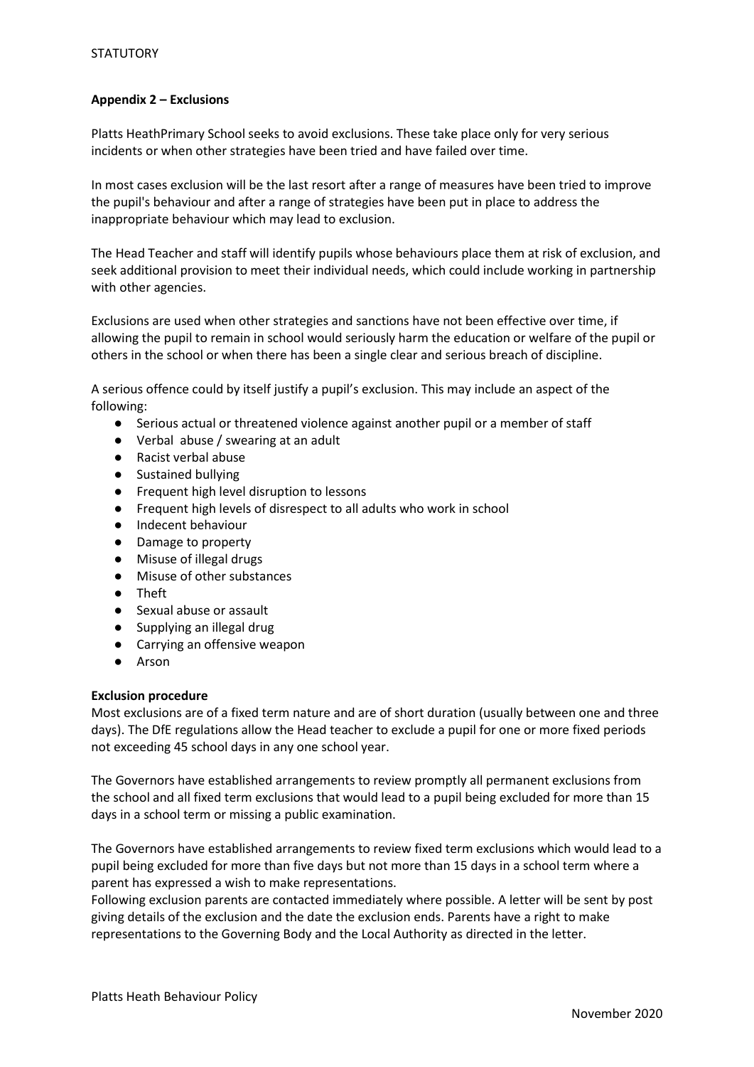**Appendix 2 – Exclusions**

Platts HeathPrimary School seeks to avoid exclusions. These take place only for very serious incidents or when other strategies have been tried and have failed over time.

In most cases exclusion will be the last resort after a range of measures have been tried to improve the pupil's behaviour and after a range of strategies have been put in place to address the inappropriate behaviour which may lead to exclusion.

The Head Teacher and staff will identify pupils whose behaviours place them at risk of exclusion, and seek additional provision to meet their individual needs, which could include working in partnership with other agencies.

Exclusions are used when other strategies and sanctions have not been effective over time, if allowing the pupil to remain in school would seriously harm the education or welfare of the pupil or others in the school or when there has been a single clear and serious breach of discipline.

A serious offence could by itself justify a pupil's exclusion. This may include an aspect of the following:

- Serious actual or threatened violence against another pupil or a member of staff
- Verbal abuse / swearing at an adult
- Racist verbal abuse
- Sustained bullying
- Frequent high level disruption to lessons
- Frequent high levels of disrespect to all adults who work in school
- Indecent behaviour
- Damage to property
- Misuse of illegal drugs
- Misuse of other substances
- Theft
- Sexual abuse or assault
- Supplying an illegal drug
- Carrying an offensive weapon
- Arson

**Exclusion procedure**

Most exclusions are of a fixed term nature and are of short duration (usually between one and three days). The DfE regulations allow the Head teacher to exclude a pupil for one or more fixed periods not exceeding 45 school days in any one school year.

The Governors have established arrangements to review promptly all permanent exclusions from the school and all fixed term exclusions that would lead to a pupil being excluded for more than 15 days in a school term or missing a public examination.

The Governors have established arrangements to review fixed term exclusions which would lead to a pupil being excluded for more than five days but not more than 15 days in a school term where a parent has expressed a wish to make representations.

Following exclusion parents are contacted immediately where possible. A letter will be sent by post giving details of the exclusion and the date the exclusion ends. Parents have a right to make representations to the Governing Body and the Local Authority as directed in the letter.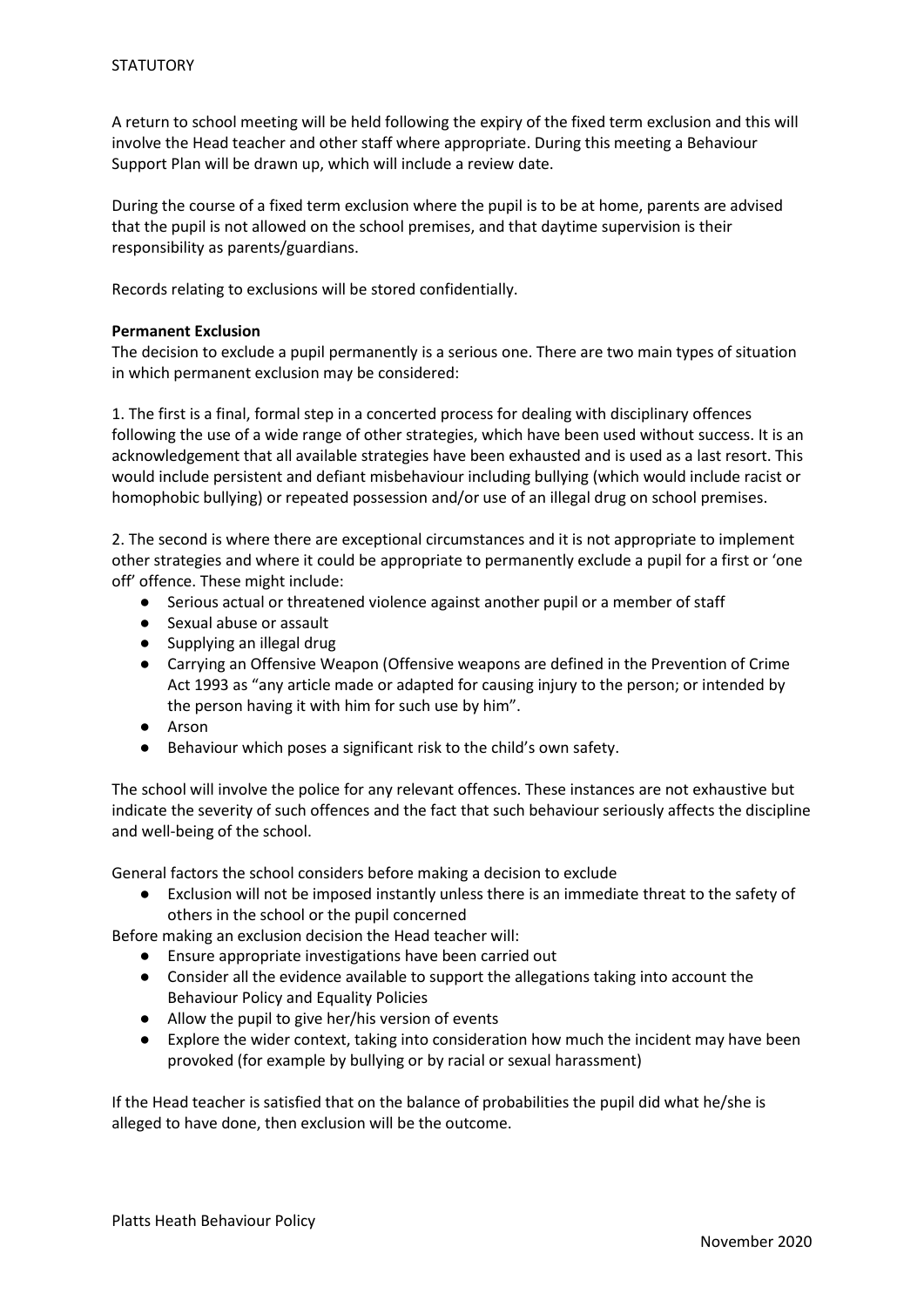A return to school meeting will be held following the expiry of the fixed term exclusion and this will involve the Head teacher and other staff where appropriate. During this meeting a Behaviour Support Plan will be drawn up, which will include a review date.

During the course of a fixed term exclusion where the pupil is to be at home, parents are advised that the pupil is not allowed on the school premises, and that daytime supervision is their responsibility as parents/guardians.

Records relating to exclusions will be stored confidentially.

**Permanent Exclusion**

The decision to exclude a pupil permanently is a serious one. There are two main types of situation in which permanent exclusion may be considered:

1. The first is a final, formal step in a concerted process for dealing with disciplinary offences following the use of a wide range of other strategies, which have been used without success. It is an acknowledgement that all available strategies have been exhausted and is used as a last resort. This would include persistent and defiant misbehaviour including bullying (which would include racist or homophobic bullying) or repeated possession and/or use of an illegal drug on school premises.

2. The second is where there are exceptional circumstances and it is not appropriate to implement other strategies and where it could be appropriate to permanently exclude a pupil for a first or 'one off' offence. These might include:

- Serious actual or threatened violence against another pupil or a member of staff
- Sexual abuse or assault
- Supplying an illegal drug
- Carrying an Offensive Weapon (Offensive weapons are defined in the Prevention of Crime Act 1993 as "any article made or adapted for causing injury to the person; or intended by the person having it with him for such use by him".
- Arson
- Behaviour which poses a significant risk to the child's own safety.

The school will involve the police for any relevant offences. These instances are not exhaustive but indicate the severity of such offences and the fact that such behaviour seriously affects the discipline and well-being of the school.

General factors the school considers before making a decision to exclude

- Exclusion will not be imposed instantly unless there is an immediate threat to the safety of others in the school or the pupil concerned

Before making an exclusion decision the Head teacher will:

- Ensure appropriate investigations have been carried out
- Consider all the evidence available to support the allegations taking into account the Behaviour Policy and Equality Policies
- Allow the pupil to give her/his version of events
- Explore the wider context, taking into consideration how much the incident may have been provoked (for example by bullying or by racial or sexual harassment)

If the Head teacher is satisfied that on the balance of probabilities the pupil did what he/she is alleged to have done, then exclusion will be the outcome.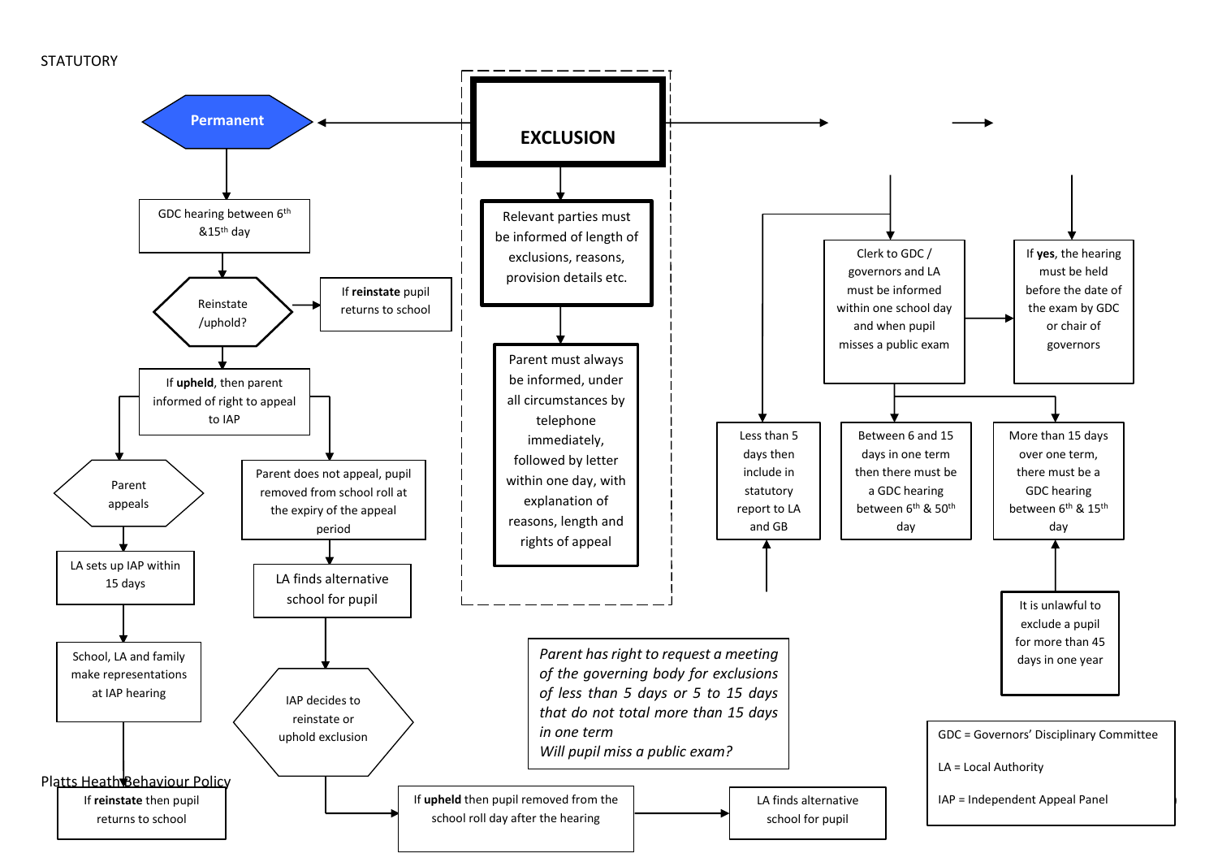STATUTORY

# EXCLUSION

Relevant parties must be informed of length of exclusions, reasons, provision details etc.

Parent must always be informed, under all circumstances by telephone immediately, followed by letter within one day, with explanation of reasons, length and rights of appeal

## Permanent

- GDC hearing between 6th &15th day
- Reinstate /uphold?
  - If **reinstate** pupil returns to school
  - If **upheld**, then parent informed of right to appeal to IAP
    - Parent appeals
      - LA sets up IAP within 15 days
      - School, LA and family make representations at IAP hearing
      - IAP decides to reinstate or uphold exclusion
        - If **reinstate** then pupil returns to school
        - If **upheld** then pupil removed from the school roll day after the hearing
          - LA finds alternative school for pupil
    - Parent does not appeal, pupil removed from school roll at the expiry of the appeal period
      - LA finds alternative school for pupil

## Fixed term

- Clerk to GDC / governors and LA must be informed within one school day and when pupil misses a public exam
  - If **yes**, the hearing must be held before the date of the exam by GDC or chair of governors
- Less than 5 days then include in statutory report to LA and GB
- Between 6 and 15 days in one term then there must be a GDC hearing between 6th & 50th day
- More than 15 days over one term, there must be a GDC hearing between 6th & 15th day
  - It is unlawful to exclude a pupil for more than 45 days in one year

*Parent has right to request a meeting of the governing body for exclusions of less than 5 days or 5 to 15 days that do not total more than 15 days in one term*
*Will pupil miss a public exam?*

GDC = Governors' Disciplinary Committee

LA = Local Authority

IAP = Independent Appeal Panel

Platts Heath Behaviour Policy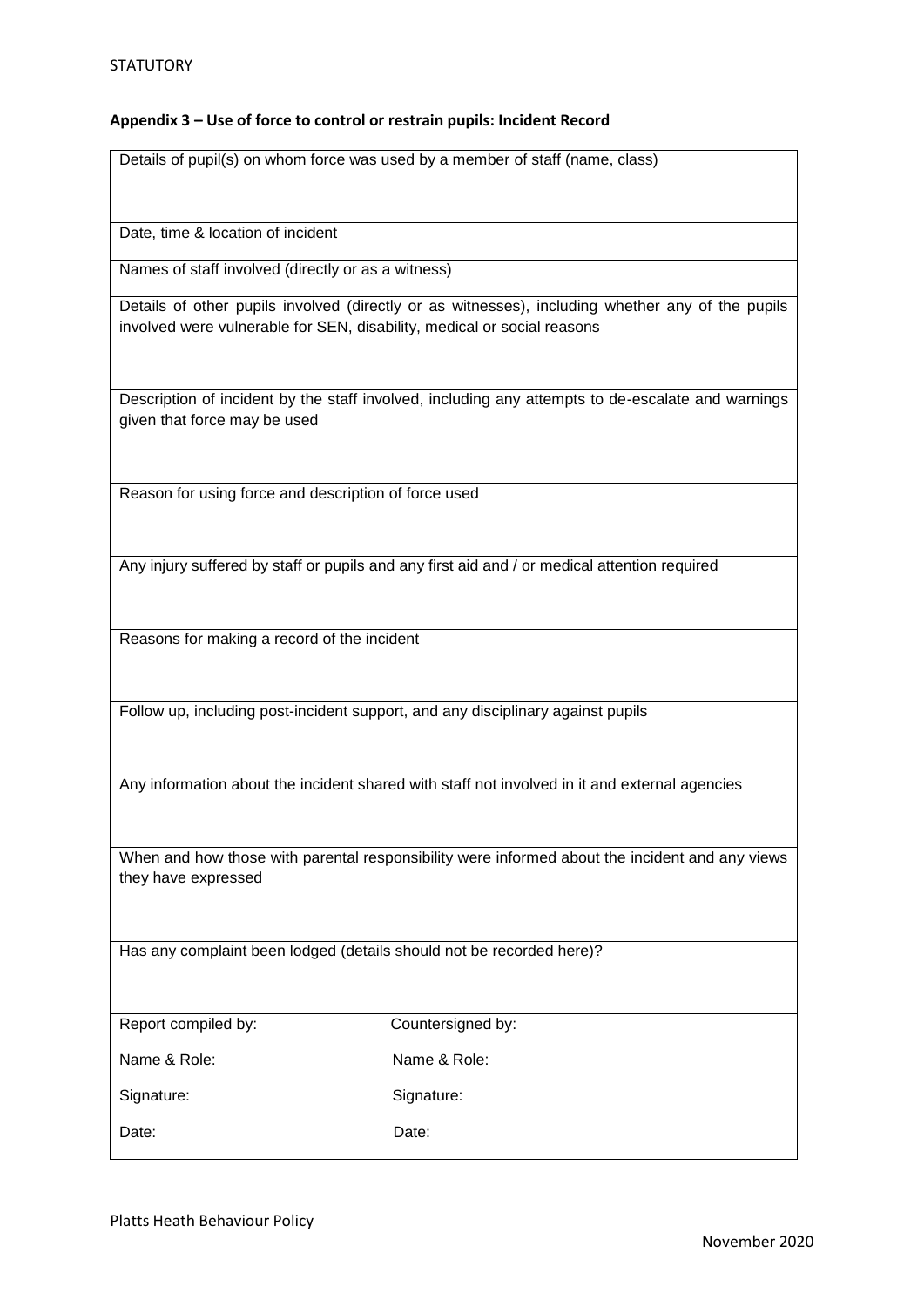## Appendix 3 – Use of force to control or restrain pupils: Incident Record

| Details of pupil(s) on whom force was used by a member of staff (name, class) | |
|---|---|
| Date, time & location of incident | |
| Names of staff involved (directly or as a witness) | |
| Details of other pupils involved (directly or as witnesses), including whether any of the pupils involved were vulnerable for SEN, disability, medical or social reasons | |
| Description of incident by the staff involved, including any attempts to de-escalate and warnings given that force may be used | |
| Reason for using force and description of force used | |
| Any injury suffered by staff or pupils and any first aid and / or medical attention required | |
| Reasons for making a record of the incident | |
| Follow up, including post-incident support, and any disciplinary against pupils | |
| Any information about the incident shared with staff not involved in it and external agencies | |
| When and how those with parental responsibility were informed about the incident and any views they have expressed | |
| Has any complaint been lodged (details should not be recorded here)? | |
| Report compiled by: | Countersigned by: |
| Name & Role: | Name & Role: |
| Signature: | Signature: |
| Date: | Date: |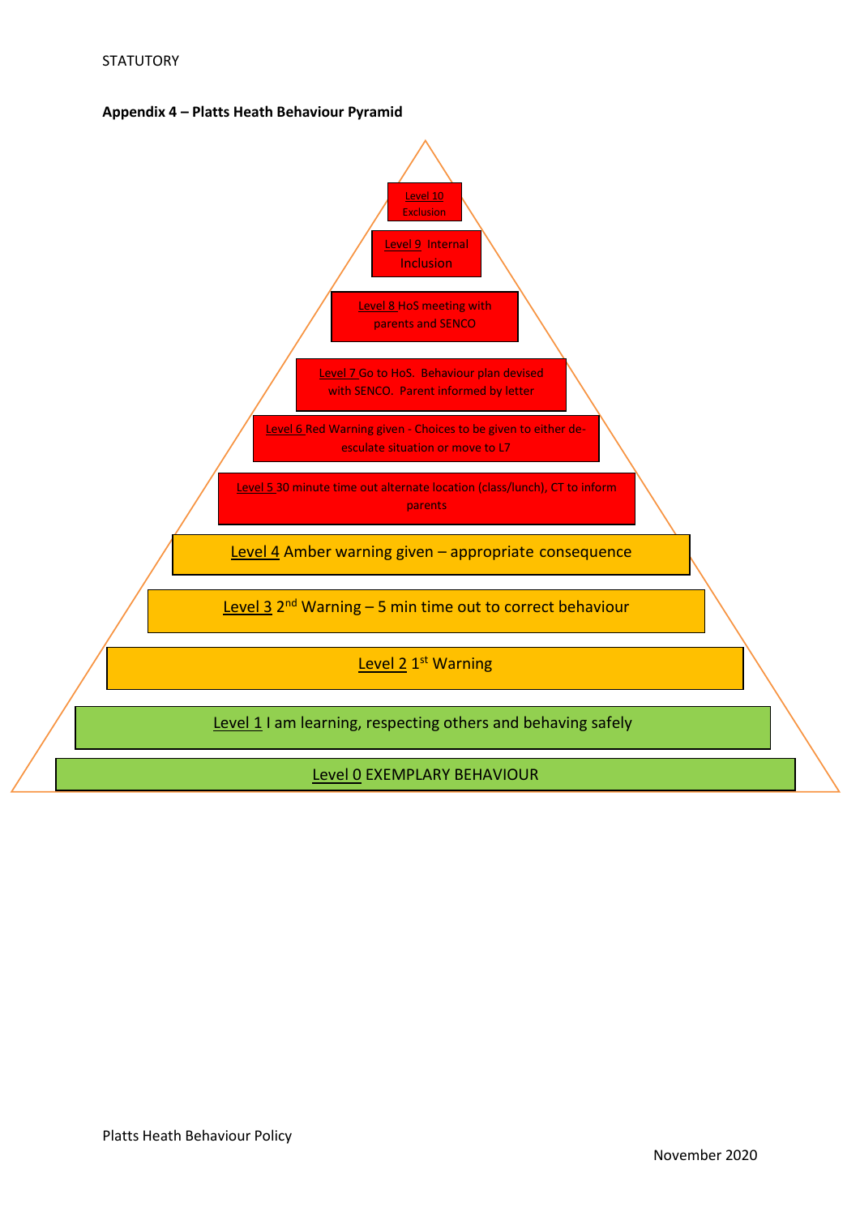STATUTORY

**Appendix 4 – Platts Heath Behaviour Pyramid**

Level 10 Exclusion

Level 9 Internal Inclusion

Level 8 HoS meeting with parents and SENCO

Level 7 Go to HoS. Behaviour plan devised with SENCO. Parent informed by letter

Level 6 Red Warning given - Choices to be given to either de-esculate situation or move to L7

Level 5 30 minute time out alternate location (class/lunch), CT to inform parents

Level 4 Amber warning given – appropriate consequence

Level 3 2nd Warning – 5 min time out to correct behaviour

Level 2 1st Warning

Level 1 I am learning, respecting others and behaving safely

Level 0 EXEMPLARY BEHAVIOUR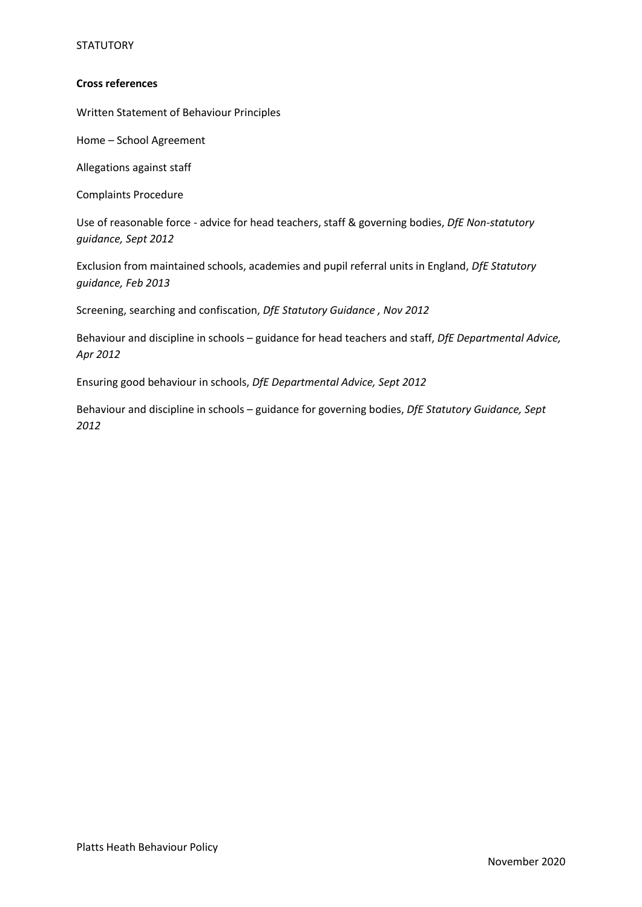**Cross references**

Written Statement of Behaviour Principles

Home – School Agreement

Allegations against staff

Complaints Procedure

Use of reasonable force - advice for head teachers, staff & governing bodies, *DfE Non-statutory guidance, Sept 2012*

Exclusion from maintained schools, academies and pupil referral units in England, *DfE Statutory guidance, Feb 2013*

Screening, searching and confiscation, *DfE Statutory Guidance , Nov 2012*

Behaviour and discipline in schools – guidance for head teachers and staff, *DfE Departmental Advice, Apr 2012*

Ensuring good behaviour in schools, *DfE Departmental Advice, Sept 2012*

Behaviour and discipline in schools – guidance for governing bodies, *DfE Statutory Guidance, Sept 2012*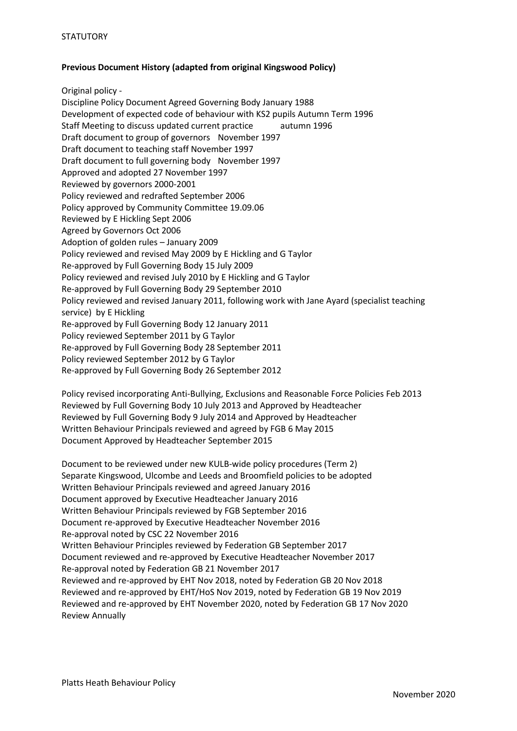STATUTORY

**Previous Document History (adapted from original Kingswood Policy)**

Original policy -
Discipline Policy Document Agreed Governing Body January 1988
Development of expected code of behaviour with KS2 pupils Autumn Term 1996
Staff Meeting to discuss updated current practice autumn 1996
Draft document to group of governors November 1997
Draft document to teaching staff November 1997
Draft document to full governing body November 1997
Approved and adopted 27 November 1997
Reviewed by governors 2000-2001
Policy reviewed and redrafted September 2006
Policy approved by Community Committee 19.09.06
Reviewed by E Hickling Sept 2006
Agreed by Governors Oct 2006
Adoption of golden rules – January 2009
Policy reviewed and revised May 2009 by E Hickling and G Taylor
Re-approved by Full Governing Body 15 July 2009
Policy reviewed and revised July 2010 by E Hickling and G Taylor
Re-approved by Full Governing Body 29 September 2010
Policy reviewed and revised January 2011, following work with Jane Ayard (specialist teaching service) by E Hickling
Re-approved by Full Governing Body 12 January 2011
Policy reviewed September 2011 by G Taylor
Re-approved by Full Governing Body 28 September 2011
Policy reviewed September 2012 by G Taylor
Re-approved by Full Governing Body 26 September 2012

Policy revised incorporating Anti-Bullying, Exclusions and Reasonable Force Policies Feb 2013
Reviewed by Full Governing Body 10 July 2013 and Approved by Headteacher
Reviewed by Full Governing Body 9 July 2014 and Approved by Headteacher
Written Behaviour Principals reviewed and agreed by FGB 6 May 2015
Document Approved by Headteacher September 2015

Document to be reviewed under new KULB-wide policy procedures (Term 2)
Separate Kingswood, Ulcombe and Leeds and Broomfield policies to be adopted
Written Behaviour Principals reviewed and agreed January 2016
Document approved by Executive Headteacher January 2016
Written Behaviour Principals reviewed by FGB September 2016
Document re-approved by Executive Headteacher November 2016
Re-approval noted by CSC 22 November 2016
Written Behaviour Principles reviewed by Federation GB September 2017
Document reviewed and re-approved by Executive Headteacher November 2017
Re-approval noted by Federation GB 21 November 2017
Reviewed and re-approved by EHT Nov 2018, noted by Federation GB 20 Nov 2018
Reviewed and re-approved by EHT/HoS Nov 2019, noted by Federation GB 19 Nov 2019
Reviewed and re-approved by EHT November 2020, noted by Federation GB 17 Nov 2020
Review Annually